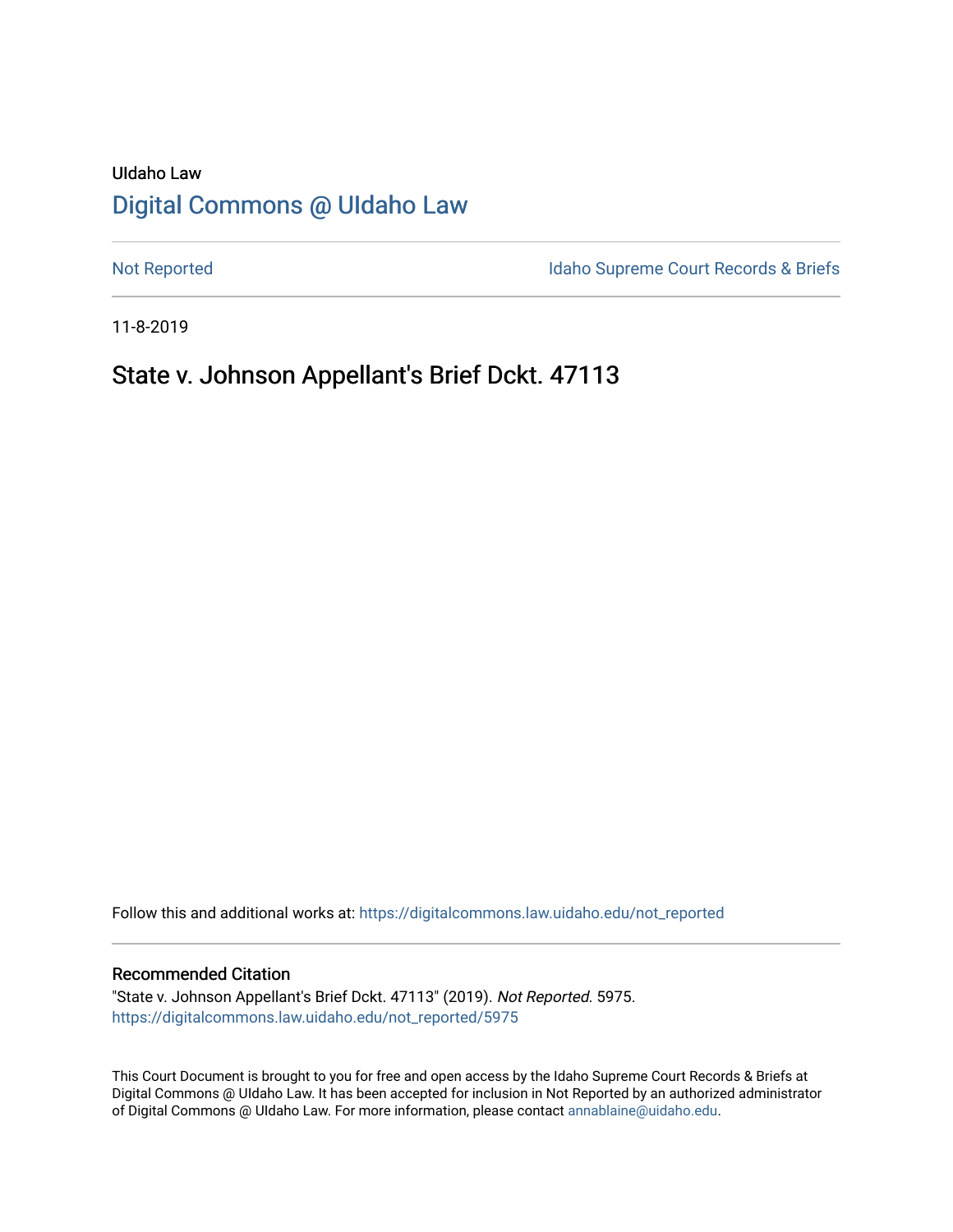UIdaho Law

# Digital Commons @ UIdaho Law

Not Reported | Idaho Supreme Court Records & Briefs

11-8-2019

## State v. Johnson Appellant's Brief Dckt. 47113

Follow this and additional works at: https://digitalcommons.law.uidaho.edu/not_reported

### Recommended Citation

"State v. Johnson Appellant's Brief Dckt. 47113" (2019). *Not Reported*. 5975.
https://digitalcommons.law.uidaho.edu/not_reported/5975

This Court Document is brought to you for free and open access by the Idaho Supreme Court Records & Briefs at Digital Commons @ UIdaho Law. It has been accepted for inclusion in Not Reported by an authorized administrator of Digital Commons @ UIdaho Law. For more information, please contact annablaine@uidaho.edu.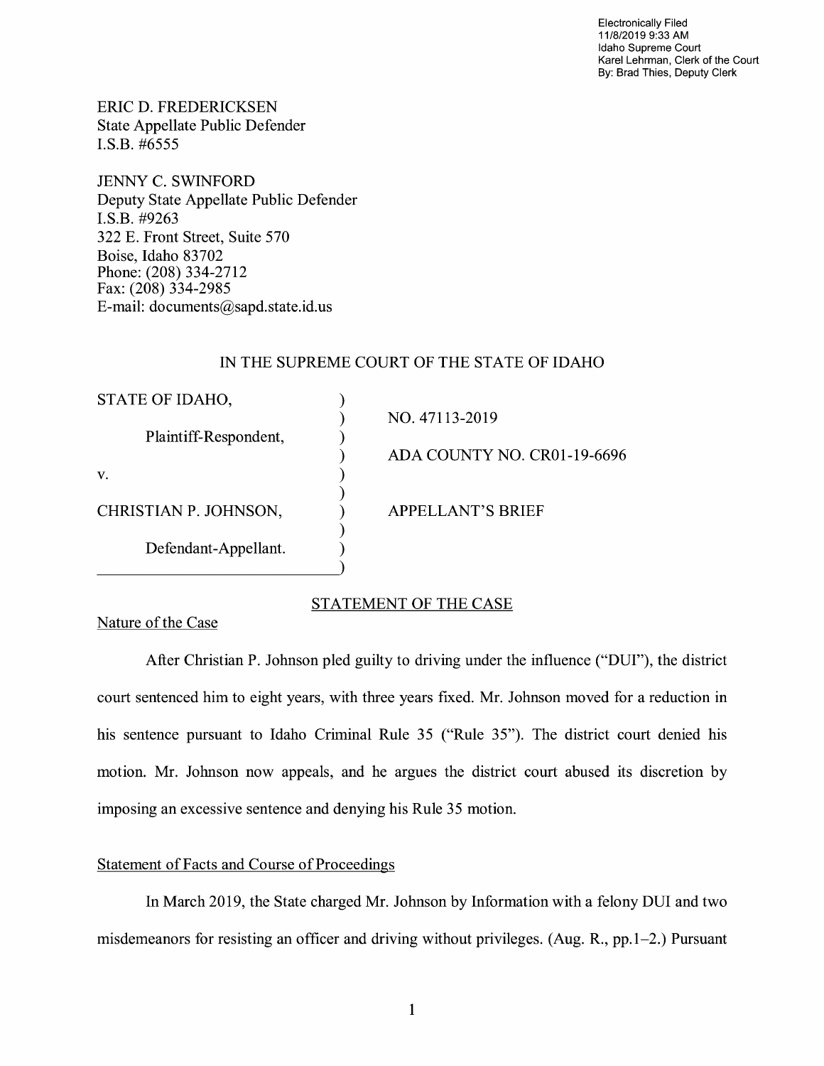Electronically Filed
11/8/2019 9:33 AM
Idaho Supreme Court
Karel Lehrman, Clerk of the Court
By: Brad Thies, Deputy Clerk

ERIC D. FREDERICKSEN
State Appellate Public Defender
I.S.B. #6555

JENNY C. SWINFORD
Deputy State Appellate Public Defender
I.S.B. #9263
322 E. Front Street, Suite 570
Boise, Idaho 83702
Phone: (208) 334-2712
Fax: (208) 334-2985
E-mail: documents@sapd.state.id.us

IN THE SUPREME COURT OF THE STATE OF IDAHO

| | | |
|---|---|---|
| STATE OF IDAHO, | ) | |
| | ) | NO. 47113-2019 |
| Plaintiff-Respondent, | ) | |
| | ) | ADA COUNTY NO. CR01-19-6696 |
| v. | ) | |
| | ) | |
| CHRISTIAN P. JOHNSON, | ) | APPELLANT'S BRIEF |
| | ) | |
| Defendant-Appellant. | ) | |
| | ) | |

## STATEMENT OF THE CASE

### Nature of the Case

After Christian P. Johnson pled guilty to driving under the influence ("DUI"), the district court sentenced him to eight years, with three years fixed. Mr. Johnson moved for a reduction in his sentence pursuant to Idaho Criminal Rule 35 ("Rule 35"). The district court denied his motion. Mr. Johnson now appeals, and he argues the district court abused its discretion by imposing an excessive sentence and denying his Rule 35 motion.

### Statement of Facts and Course of Proceedings

In March 2019, the State charged Mr. Johnson by Information with a felony DUI and two misdemeanors for resisting an officer and driving without privileges. (Aug. R., pp.1–2.) Pursuant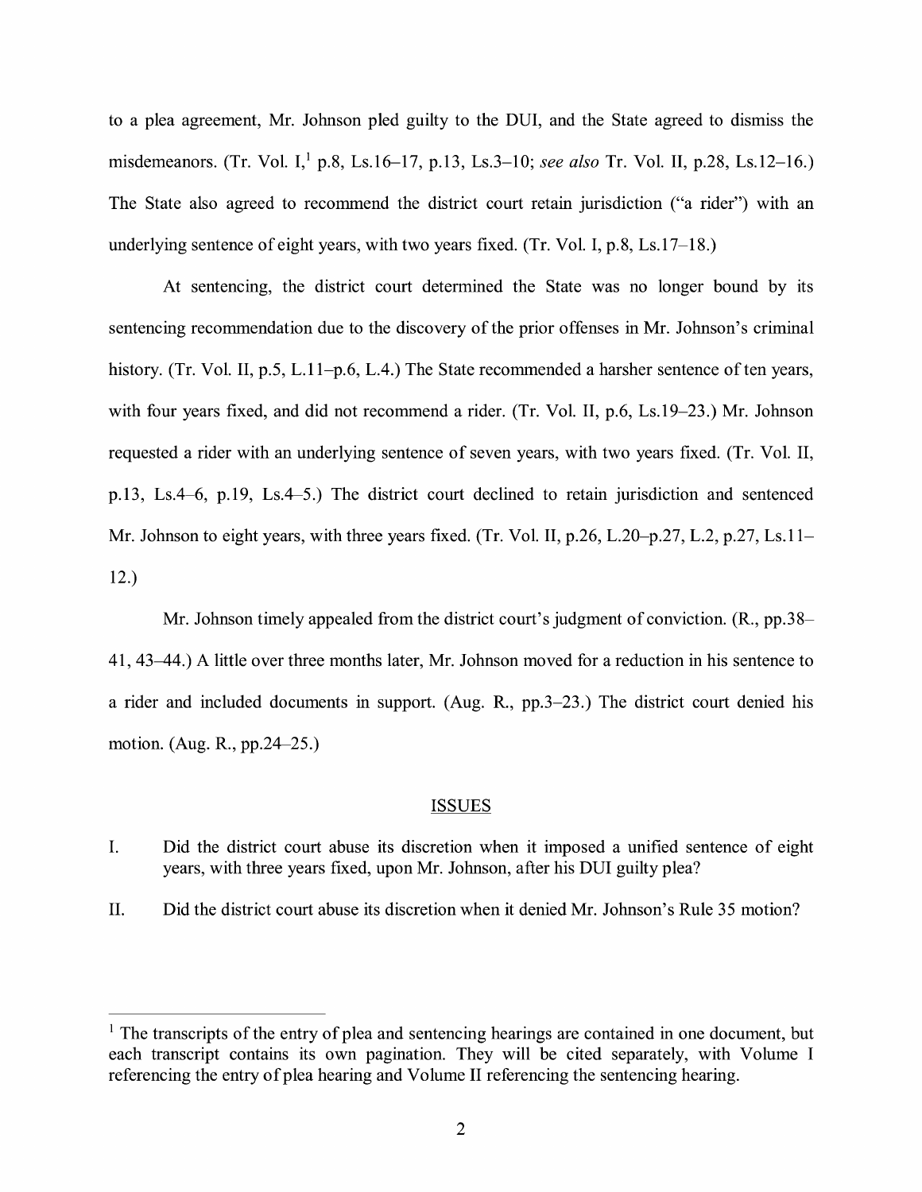to a plea agreement, Mr. Johnson pled guilty to the DUI, and the State agreed to dismiss the misdemeanors. (Tr. Vol. I,[1] p.8, Ls.16–17, p.13, Ls.3–10; *see also* Tr. Vol. II, p.28, Ls.12–16.) The State also agreed to recommend the district court retain jurisdiction ("a rider") with an underlying sentence of eight years, with two years fixed. (Tr. Vol. I, p.8, Ls.17–18.)

At sentencing, the district court determined the State was no longer bound by its sentencing recommendation due to the discovery of the prior offenses in Mr. Johnson's criminal history. (Tr. Vol. II, p.5, L.11–p.6, L.4.) The State recommended a harsher sentence of ten years, with four years fixed, and did not recommend a rider. (Tr. Vol. II, p.6, Ls.19–23.) Mr. Johnson requested a rider with an underlying sentence of seven years, with two years fixed. (Tr. Vol. II, p.13, Ls.4–6, p.19, Ls.4–5.) The district court declined to retain jurisdiction and sentenced Mr. Johnson to eight years, with three years fixed. (Tr. Vol. II, p.26, L.20–p.27, L.2, p.27, Ls.11–12.)

Mr. Johnson timely appealed from the district court's judgment of conviction. (R., pp.38–41, 43–44.) A little over three months later, Mr. Johnson moved for a reduction in his sentence to a rider and included documents in support. (Aug. R., pp.3–23.) The district court denied his motion. (Aug. R., pp.24–25.)

## ISSUES

I. Did the district court abuse its discretion when it imposed a unified sentence of eight years, with three years fixed, upon Mr. Johnson, after his DUI guilty plea?

II. Did the district court abuse its discretion when it denied Mr. Johnson's Rule 35 motion?

---

[1] The transcripts of the entry of plea and sentencing hearings are contained in one document, but each transcript contains its own pagination. They will be cited separately, with Volume I referencing the entry of plea hearing and Volume II referencing the sentencing hearing.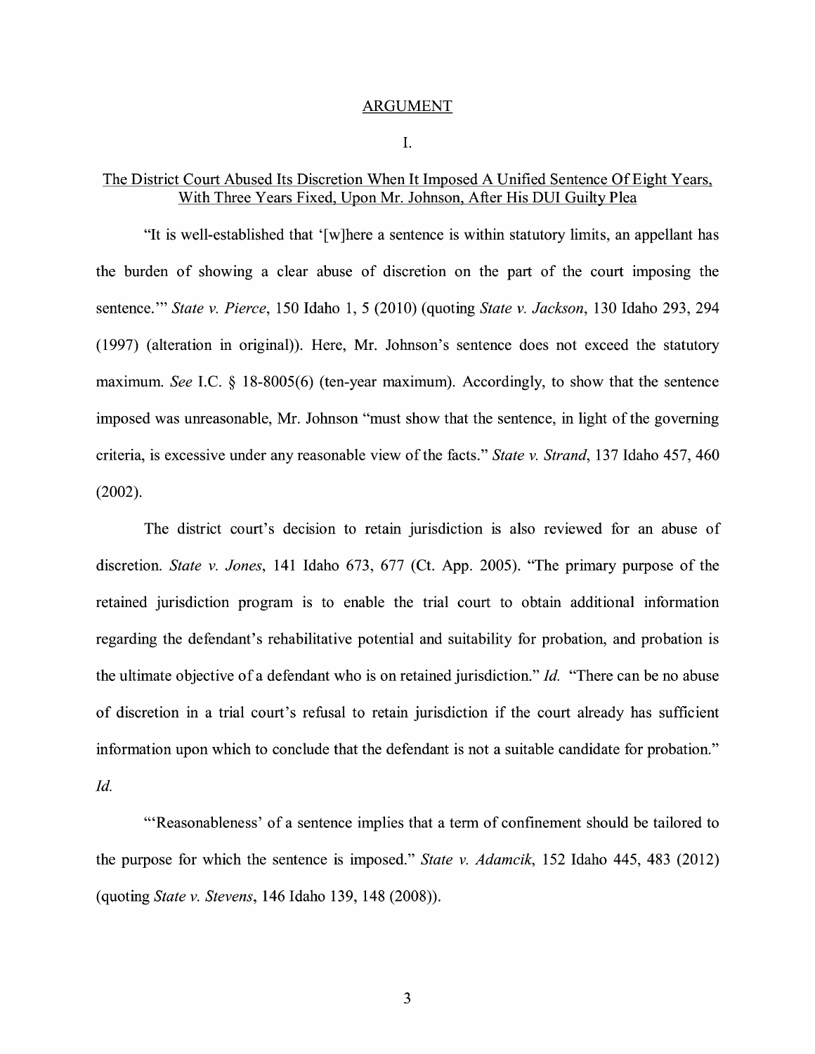## ARGUMENT

### I.

### The District Court Abused Its Discretion When It Imposed A Unified Sentence Of Eight Years, With Three Years Fixed, Upon Mr. Johnson, After His DUI Guilty Plea

"It is well-established that '[w]here a sentence is within statutory limits, an appellant has the burden of showing a clear abuse of discretion on the part of the court imposing the sentence.'" *State v. Pierce*, 150 Idaho 1, 5 (2010) (quoting *State v. Jackson*, 130 Idaho 293, 294 (1997) (alteration in original)). Here, Mr. Johnson's sentence does not exceed the statutory maximum. *See* I.C. § 18-8005(6) (ten-year maximum). Accordingly, to show that the sentence imposed was unreasonable, Mr. Johnson "must show that the sentence, in light of the governing criteria, is excessive under any reasonable view of the facts." *State v. Strand*, 137 Idaho 457, 460 (2002).

The district court's decision to retain jurisdiction is also reviewed for an abuse of discretion. *State v. Jones*, 141 Idaho 673, 677 (Ct. App. 2005). "The primary purpose of the retained jurisdiction program is to enable the trial court to obtain additional information regarding the defendant's rehabilitative potential and suitability for probation, and probation is the ultimate objective of a defendant who is on retained jurisdiction." *Id.* "There can be no abuse of discretion in a trial court's refusal to retain jurisdiction if the court already has sufficient information upon which to conclude that the defendant is not a suitable candidate for probation." *Id.*

"'Reasonableness' of a sentence implies that a term of confinement should be tailored to the purpose for which the sentence is imposed." *State v. Adamcik*, 152 Idaho 445, 483 (2012) (quoting *State v. Stevens*, 146 Idaho 139, 148 (2008)).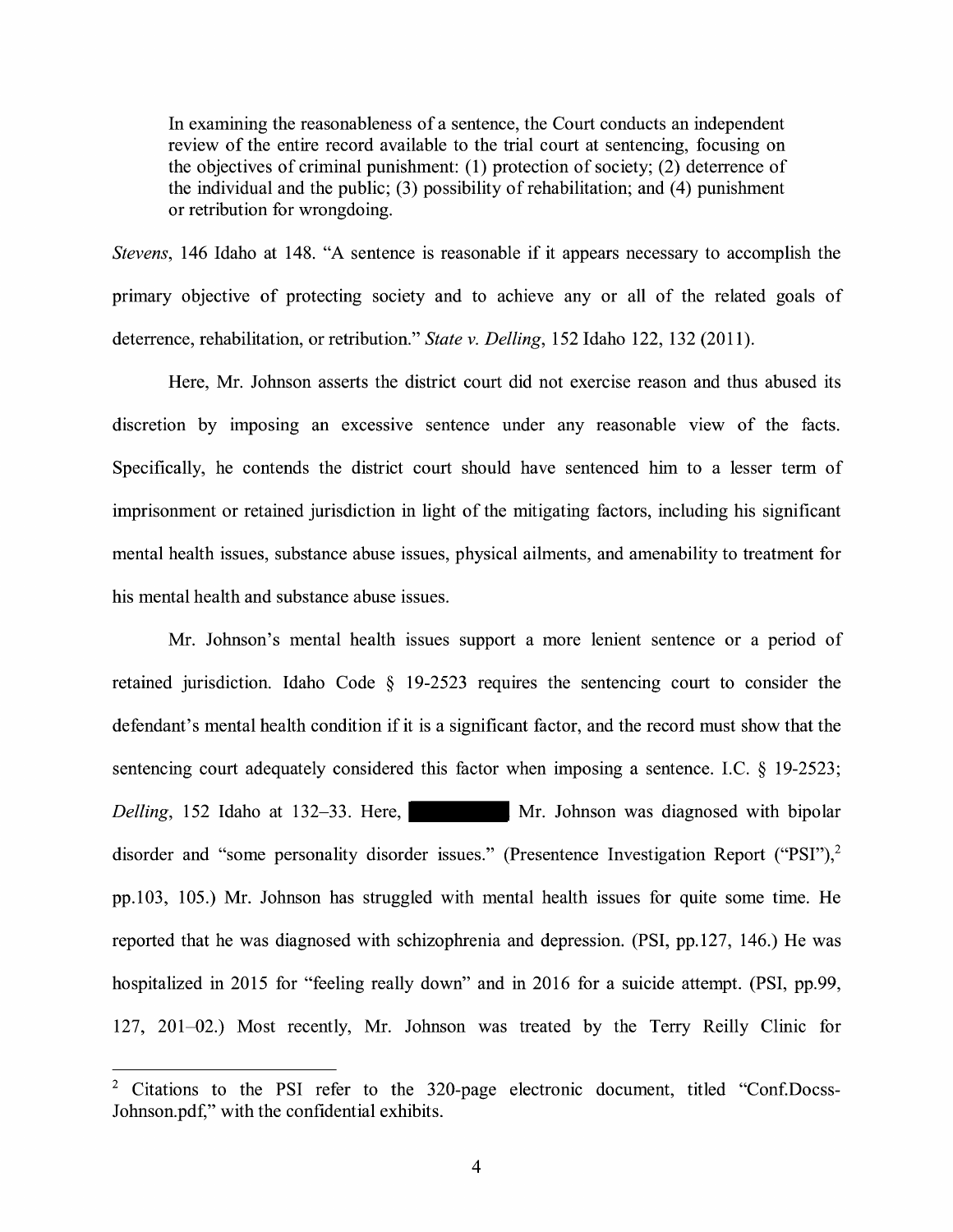> In examining the reasonableness of a sentence, the Court conducts an independent review of the entire record available to the trial court at sentencing, focusing on the objectives of criminal punishment: (1) protection of society; (2) deterrence of the individual and the public; (3) possibility of rehabilitation; and (4) punishment or retribution for wrongdoing.

*Stevens*, 146 Idaho at 148. "A sentence is reasonable if it appears necessary to accomplish the primary objective of protecting society and to achieve any or all of the related goals of deterrence, rehabilitation, or retribution." *State v. Delling*, 152 Idaho 122, 132 (2011).

Here, Mr. Johnson asserts the district court did not exercise reason and thus abused its discretion by imposing an excessive sentence under any reasonable view of the facts. Specifically, he contends the district court should have sentenced him to a lesser term of imprisonment or retained jurisdiction in light of the mitigating factors, including his significant mental health issues, substance abuse issues, physical ailments, and amenability to treatment for his mental health and substance abuse issues.

Mr. Johnson's mental health issues support a more lenient sentence or a period of retained jurisdiction. Idaho Code § 19-2523 requires the sentencing court to consider the defendant's mental health condition if it is a significant factor, and the record must show that the sentencing court adequately considered this factor when imposing a sentence. I.C. § 19-2523; *Delling*, 152 Idaho at 132–33. Here, [REDACTED] Mr. Johnson was diagnosed with bipolar disorder and "some personality disorder issues." (Presentence Investigation Report ("PSI"),[2] pp.103, 105.) Mr. Johnson has struggled with mental health issues for quite some time. He reported that he was diagnosed with schizophrenia and depression. (PSI, pp.127, 146.) He was hospitalized in 2015 for "feeling really down" and in 2016 for a suicide attempt. (PSI, pp.99, 127, 201–02.) Most recently, Mr. Johnson was treated by the Terry Reilly Clinic for

---

[2] Citations to the PSI refer to the 320-page electronic document, titled "Conf.Docss-Johnson.pdf," with the confidential exhibits.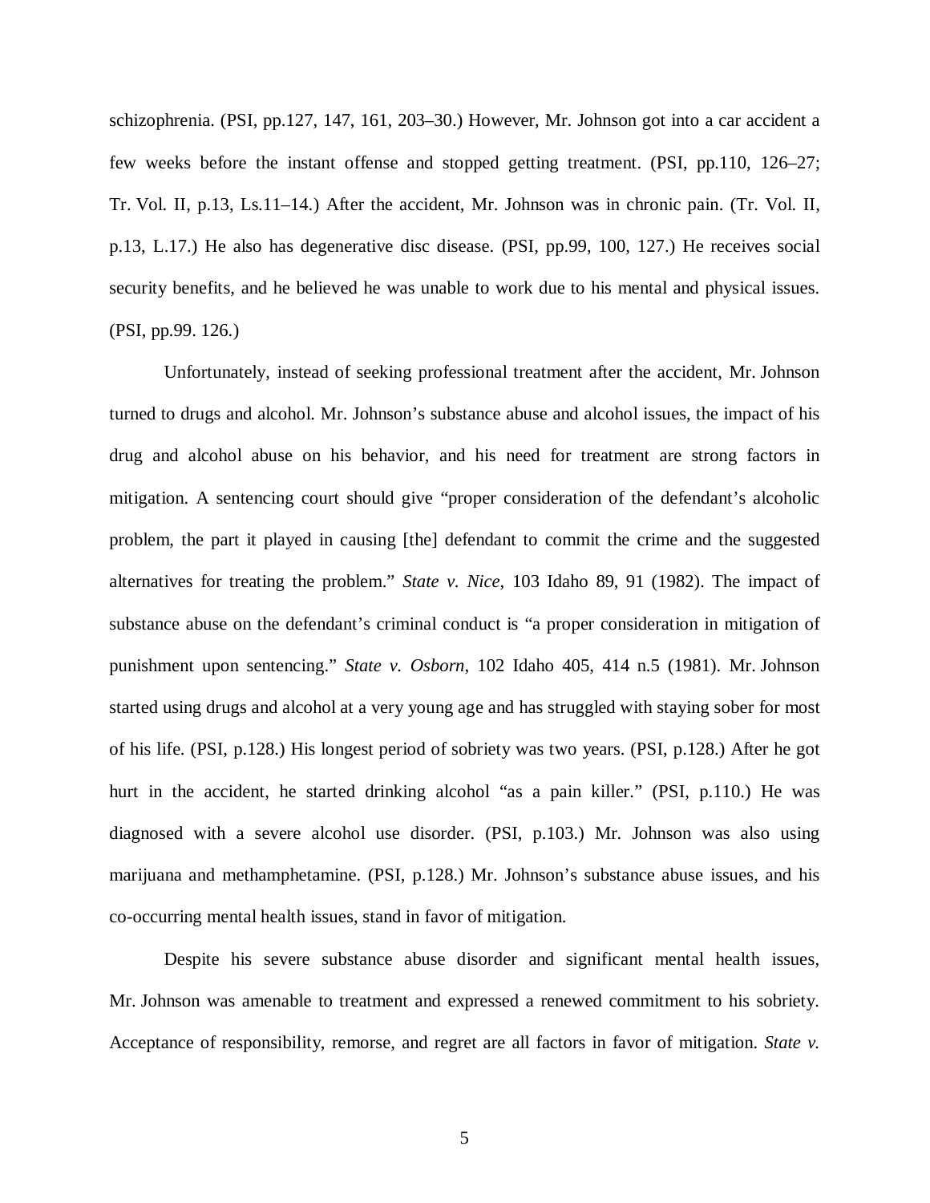schizophrenia. (PSI, pp.127, 147, 161, 203–30.) However, Mr. Johnson got into a car accident a few weeks before the instant offense and stopped getting treatment. (PSI, pp.110, 126–27; Tr. Vol. II, p.13, Ls.11–14.) After the accident, Mr. Johnson was in chronic pain. (Tr. Vol. II, p.13, L.17.) He also has degenerative disc disease. (PSI, pp.99, 100, 127.) He receives social security benefits, and he believed he was unable to work due to his mental and physical issues. (PSI, pp.99. 126.)

Unfortunately, instead of seeking professional treatment after the accident, Mr. Johnson turned to drugs and alcohol. Mr. Johnson's substance abuse and alcohol issues, the impact of his drug and alcohol abuse on his behavior, and his need for treatment are strong factors in mitigation. A sentencing court should give "proper consideration of the defendant's alcoholic problem, the part it played in causing [the] defendant to commit the crime and the suggested alternatives for treating the problem." *State v. Nice*, 103 Idaho 89, 91 (1982). The impact of substance abuse on the defendant's criminal conduct is "a proper consideration in mitigation of punishment upon sentencing." *State v. Osborn*, 102 Idaho 405, 414 n.5 (1981). Mr. Johnson started using drugs and alcohol at a very young age and has struggled with staying sober for most of his life. (PSI, p.128.) His longest period of sobriety was two years. (PSI, p.128.) After he got hurt in the accident, he started drinking alcohol "as a pain killer." (PSI, p.110.) He was diagnosed with a severe alcohol use disorder. (PSI, p.103.) Mr. Johnson was also using marijuana and methamphetamine. (PSI, p.128.) Mr. Johnson's substance abuse issues, and his co-occurring mental health issues, stand in favor of mitigation.

Despite his severe substance abuse disorder and significant mental health issues, Mr. Johnson was amenable to treatment and expressed a renewed commitment to his sobriety. Acceptance of responsibility, remorse, and regret are all factors in favor of mitigation. *State v.*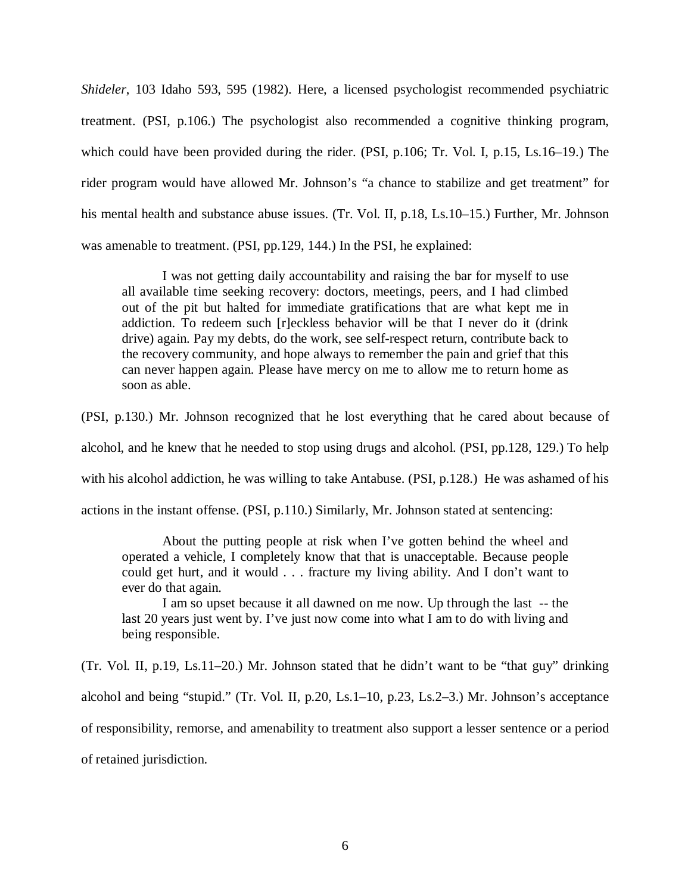*Shideler*, 103 Idaho 593, 595 (1982). Here, a licensed psychologist recommended psychiatric treatment. (PSI, p.106.) The psychologist also recommended a cognitive thinking program, which could have been provided during the rider. (PSI, p.106; Tr. Vol. I, p.15, Ls.16–19.) The rider program would have allowed Mr. Johnson's "a chance to stabilize and get treatment" for his mental health and substance abuse issues. (Tr. Vol. II, p.18, Ls.10–15.) Further, Mr. Johnson was amenable to treatment. (PSI, pp.129, 144.) In the PSI, he explained:

> I was not getting daily accountability and raising the bar for myself to use all available time seeking recovery: doctors, meetings, peers, and I had climbed out of the pit but halted for immediate gratifications that are what kept me in addiction. To redeem such [r]eckless behavior will be that I never do it (drink drive) again. Pay my debts, do the work, see self-respect return, contribute back to the recovery community, and hope always to remember the pain and grief that this can never happen again. Please have mercy on me to allow me to return home as soon as able.

(PSI, p.130.) Mr. Johnson recognized that he lost everything that he cared about because of alcohol, and he knew that he needed to stop using drugs and alcohol. (PSI, pp.128, 129.) To help with his alcohol addiction, he was willing to take Antabuse. (PSI, p.128.) He was ashamed of his actions in the instant offense. (PSI, p.110.) Similarly, Mr. Johnson stated at sentencing:

> About the putting people at risk when I've gotten behind the wheel and operated a vehicle, I completely know that that is unacceptable. Because people could get hurt, and it would . . . fracture my living ability. And I don't want to ever do that again.
>
> I am so upset because it all dawned on me now. Up through the last -- the last 20 years just went by. I've just now come into what I am to do with living and being responsible.

(Tr. Vol. II, p.19, Ls.11–20.) Mr. Johnson stated that he didn't want to be "that guy" drinking alcohol and being "stupid." (Tr. Vol. II, p.20, Ls.1–10, p.23, Ls.2–3.) Mr. Johnson's acceptance of responsibility, remorse, and amenability to treatment also support a lesser sentence or a period of retained jurisdiction.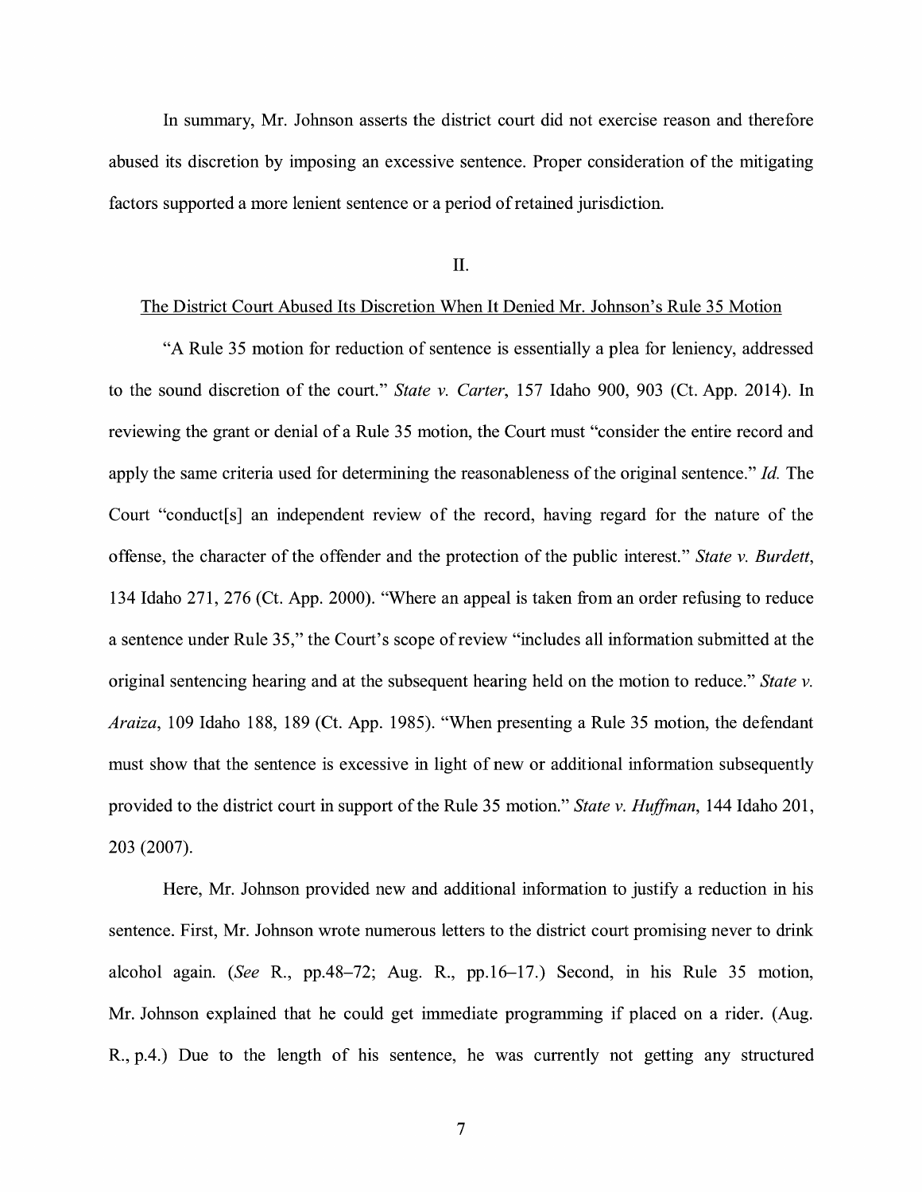In summary, Mr. Johnson asserts the district court did not exercise reason and therefore abused its discretion by imposing an excessive sentence. Proper consideration of the mitigating factors supported a more lenient sentence or a period of retained jurisdiction.

## II.

## The District Court Abused Its Discretion When It Denied Mr. Johnson's Rule 35 Motion

"A Rule 35 motion for reduction of sentence is essentially a plea for leniency, addressed to the sound discretion of the court." *State v. Carter*, 157 Idaho 900, 903 (Ct. App. 2014). In reviewing the grant or denial of a Rule 35 motion, the Court must "consider the entire record and apply the same criteria used for determining the reasonableness of the original sentence." *Id.* The Court "conduct[s] an independent review of the record, having regard for the nature of the offense, the character of the offender and the protection of the public interest." *State v. Burdett*, 134 Idaho 271, 276 (Ct. App. 2000). "Where an appeal is taken from an order refusing to reduce a sentence under Rule 35," the Court's scope of review "includes all information submitted at the original sentencing hearing and at the subsequent hearing held on the motion to reduce." *State v. Araiza*, 109 Idaho 188, 189 (Ct. App. 1985). "When presenting a Rule 35 motion, the defendant must show that the sentence is excessive in light of new or additional information subsequently provided to the district court in support of the Rule 35 motion." *State v. Huffman*, 144 Idaho 201, 203 (2007).

Here, Mr. Johnson provided new and additional information to justify a reduction in his sentence. First, Mr. Johnson wrote numerous letters to the district court promising never to drink alcohol again. (*See* R., pp.48–72; Aug. R., pp.16–17.) Second, in his Rule 35 motion, Mr. Johnson explained that he could get immediate programming if placed on a rider. (Aug. R., p.4.) Due to the length of his sentence, he was currently not getting any structured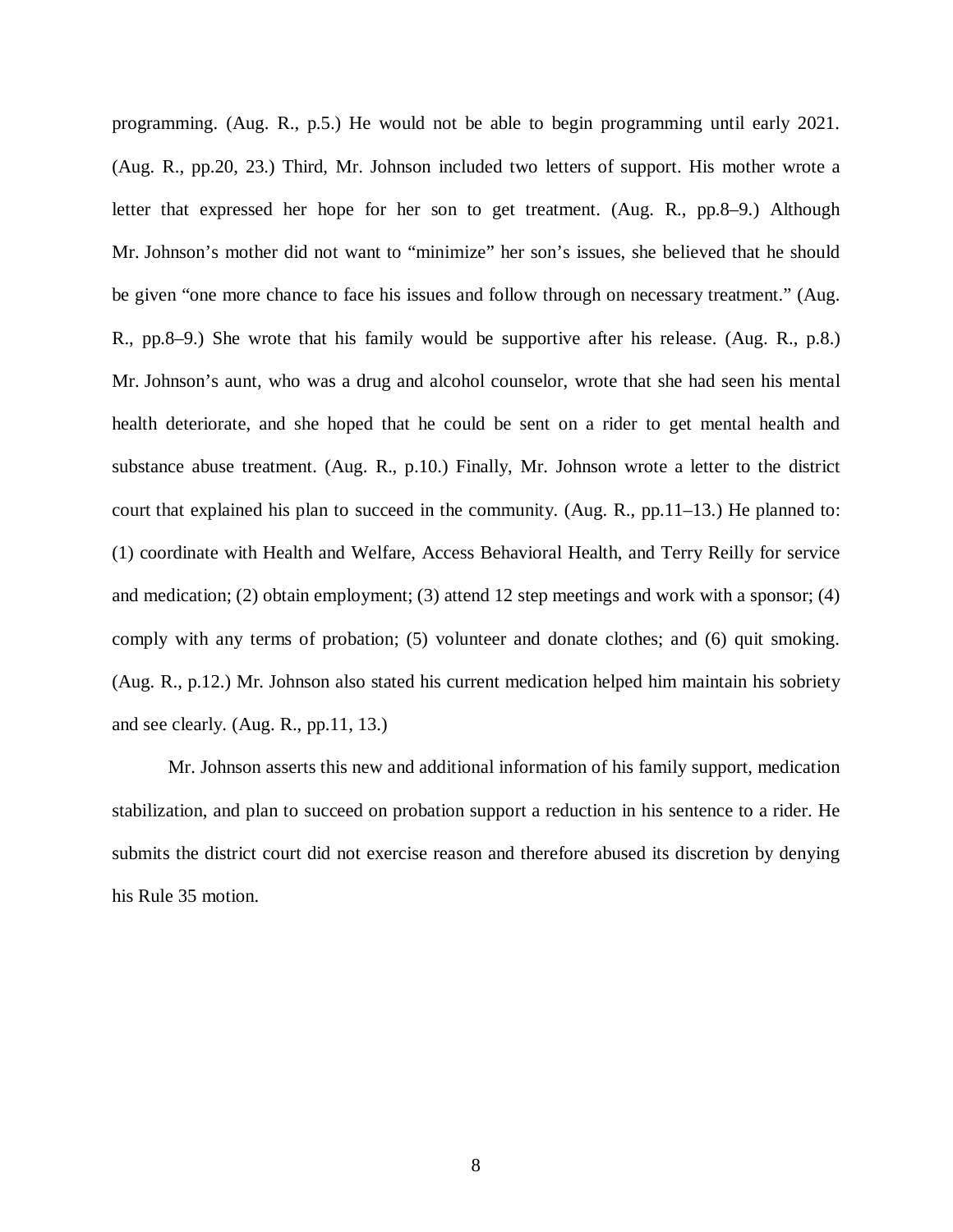programming. (Aug. R., p.5.) He would not be able to begin programming until early 2021. (Aug. R., pp.20, 23.) Third, Mr. Johnson included two letters of support. His mother wrote a letter that expressed her hope for her son to get treatment. (Aug. R., pp.8–9.) Although Mr. Johnson's mother did not want to "minimize" her son's issues, she believed that he should be given "one more chance to face his issues and follow through on necessary treatment." (Aug. R., pp.8–9.) She wrote that his family would be supportive after his release. (Aug. R., p.8.) Mr. Johnson's aunt, who was a drug and alcohol counselor, wrote that she had seen his mental health deteriorate, and she hoped that he could be sent on a rider to get mental health and substance abuse treatment. (Aug. R., p.10.) Finally, Mr. Johnson wrote a letter to the district court that explained his plan to succeed in the community. (Aug. R., pp.11–13.) He planned to: (1) coordinate with Health and Welfare, Access Behavioral Health, and Terry Reilly for service and medication; (2) obtain employment; (3) attend 12 step meetings and work with a sponsor; (4) comply with any terms of probation; (5) volunteer and donate clothes; and (6) quit smoking. (Aug. R., p.12.) Mr. Johnson also stated his current medication helped him maintain his sobriety and see clearly. (Aug. R., pp.11, 13.)

Mr. Johnson asserts this new and additional information of his family support, medication stabilization, and plan to succeed on probation support a reduction in his sentence to a rider. He submits the district court did not exercise reason and therefore abused its discretion by denying his Rule 35 motion.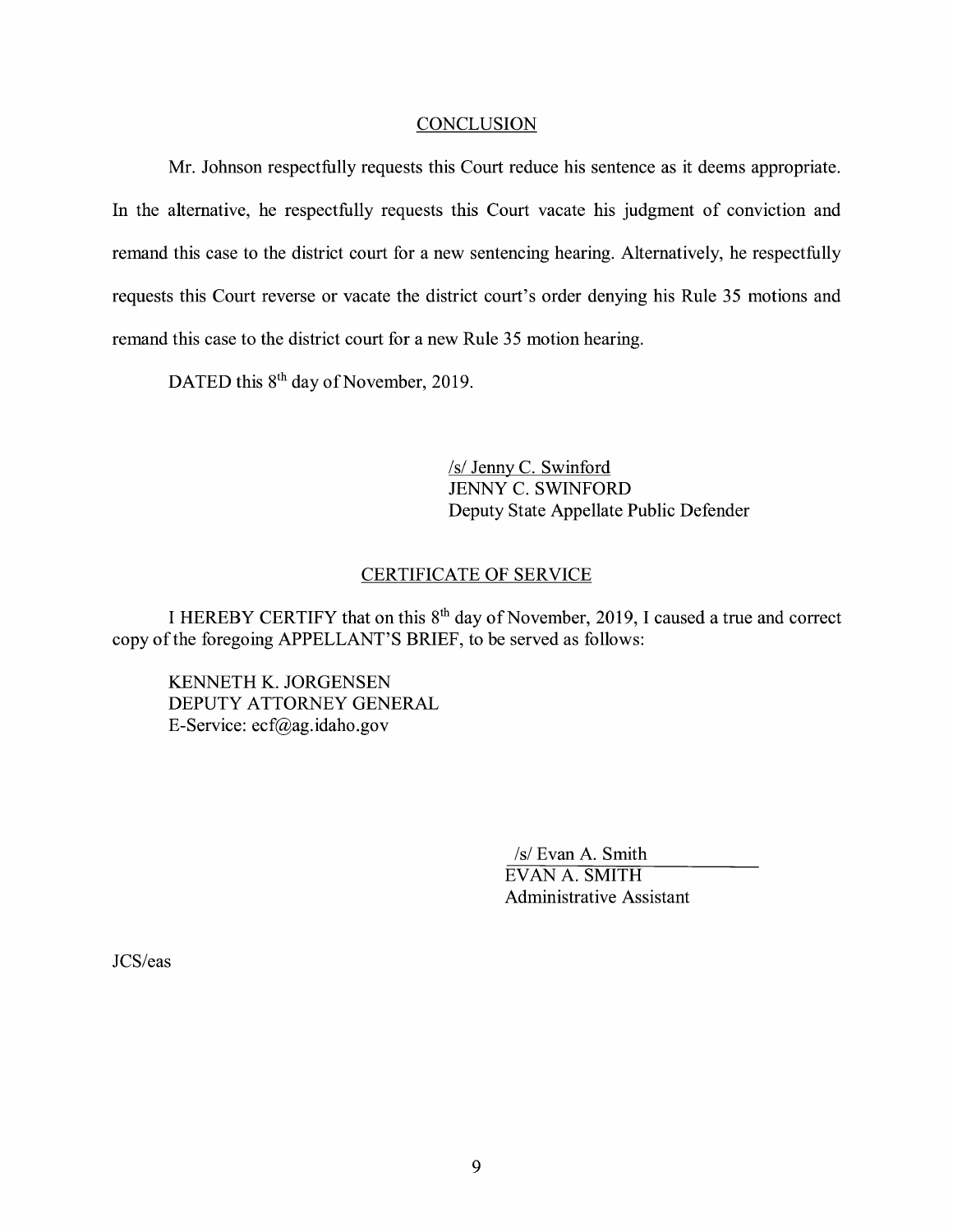## CONCLUSION

Mr. Johnson respectfully requests this Court reduce his sentence as it deems appropriate. In the alternative, he respectfully requests this Court vacate his judgment of conviction and remand this case to the district court for a new sentencing hearing. Alternatively, he respectfully requests this Court reverse or vacate the district court's order denying his Rule 35 motions and remand this case to the district court for a new Rule 35 motion hearing.

DATED this 8th day of November, 2019.

/s/ Jenny C. Swinford
JENNY C. SWINFORD
Deputy State Appellate Public Defender

## CERTIFICATE OF SERVICE

I HEREBY CERTIFY that on this 8th day of November, 2019, I caused a true and correct copy of the foregoing APPELLANT'S BRIEF, to be served as follows:

KENNETH K. JORGENSEN
DEPUTY ATTORNEY GENERAL
E-Service: ecf@ag.idaho.gov

/s/ Evan A. Smith
EVAN A. SMITH
Administrative Assistant

JCS/eas